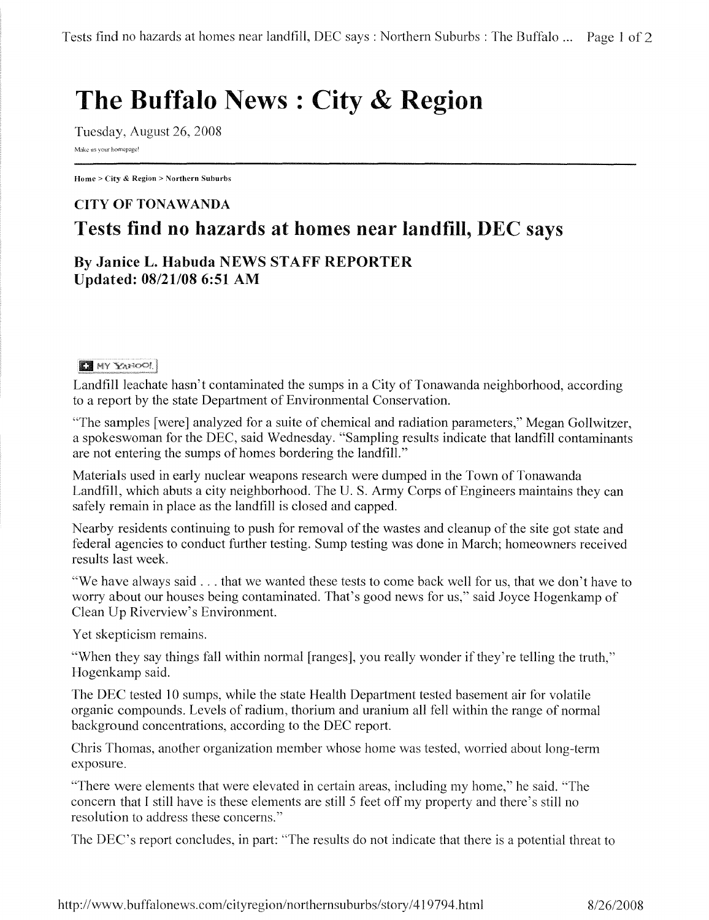# The Buffalo News : City & Region

Tuesday, August 26, 2008

Make us your homepage!

Home > City & Region > Northern Suburbs

### CITY OF TONAWANDA

## Tests find no hazards at homes near landfill, DEC says

### By Janice L. Habuda NEWS STAFF REPORTER
### Updated: 08/21/08 6:51 AM

MY YAHOO!

Landfill leachate hasn't contaminated the sumps in a City of Tonawanda neighborhood, according to a report by the state Department of Environmental Conservation.

"The samples [were] analyzed for a suite of chemical and radiation parameters," Megan Gollwitzer, a spokeswoman for the DEC, said Wednesday. "Sampling results indicate that landfill contaminants are not entering the sumps of homes bordering the landfill."

Materials used in early nuclear weapons research were dumped in the Town of Tonawanda Landfill, which abuts a city neighborhood. The U. S. Army Corps of Engineers maintains they can safely remain in place as the landfill is closed and capped.

Nearby residents continuing to push for removal of the wastes and cleanup of the site got state and federal agencies to conduct further testing. Sump testing was done in March; homeowners received results last week.

"We have always said . . . that we wanted these tests to come back well for us, that we don't have to worry about our houses being contaminated. That's good news for us," said Joyce Hogenkamp of Clean Up Riverview's Environment.

Yet skepticism remains.

"When they say things fall within normal [ranges], you really wonder if they're telling the truth," Hogenkamp said.

The DEC tested 10 sumps, while the state Health Department tested basement air for volatile organic compounds. Levels of radium, thorium and uranium all fell within the range of normal background concentrations, according to the DEC report.

Chris Thomas, another organization member whose home was tested, worried about long-term exposure.

"There were elements that were elevated in certain areas, including my home," he said. "The concern that I still have is these elements are still 5 feet off my property and there's still no resolution to address these concerns."

The DEC's report concludes, in part: "The results do not indicate that there is a potential threat to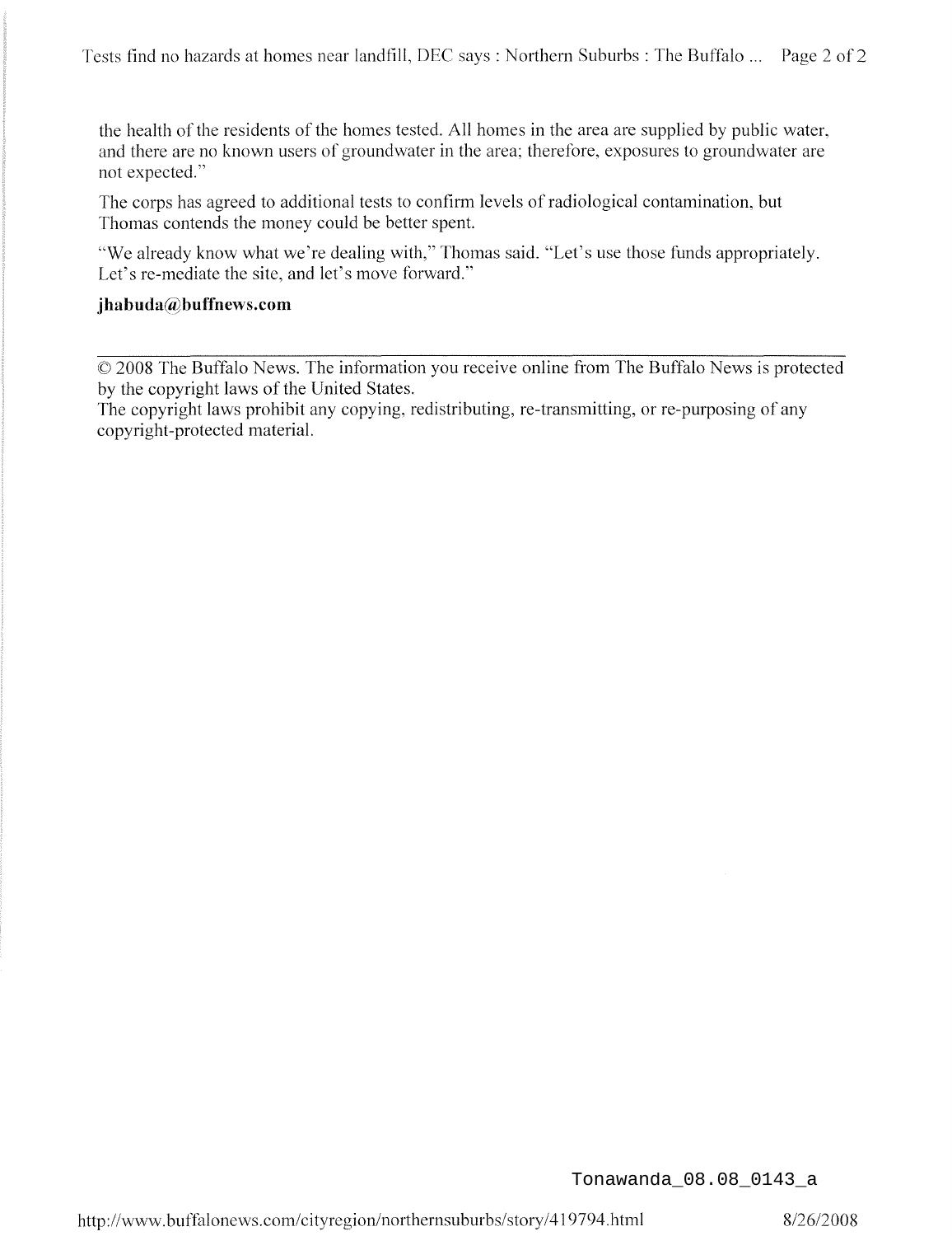the health of the residents of the homes tested. All homes in the area are supplied by public water, and there are no known users of groundwater in the area; therefore, exposures to groundwater are not expected."

The corps has agreed to additional tests to confirm levels of radiological contamination, but Thomas contends the money could be better spent.

"We already know what we're dealing with," Thomas said. "Let's use those funds appropriately. Let's re-mediate the site, and let's move forward."

**jhabuda@buffnews.com**

---

© 2008 The Buffalo News. The information you receive online from The Buffalo News is protected by the copyright laws of the United States.
The copyright laws prohibit any copying, redistributing, re-transmitting, or re-purposing of any copyright-protected material.

Tonawanda_08.08_0143_a